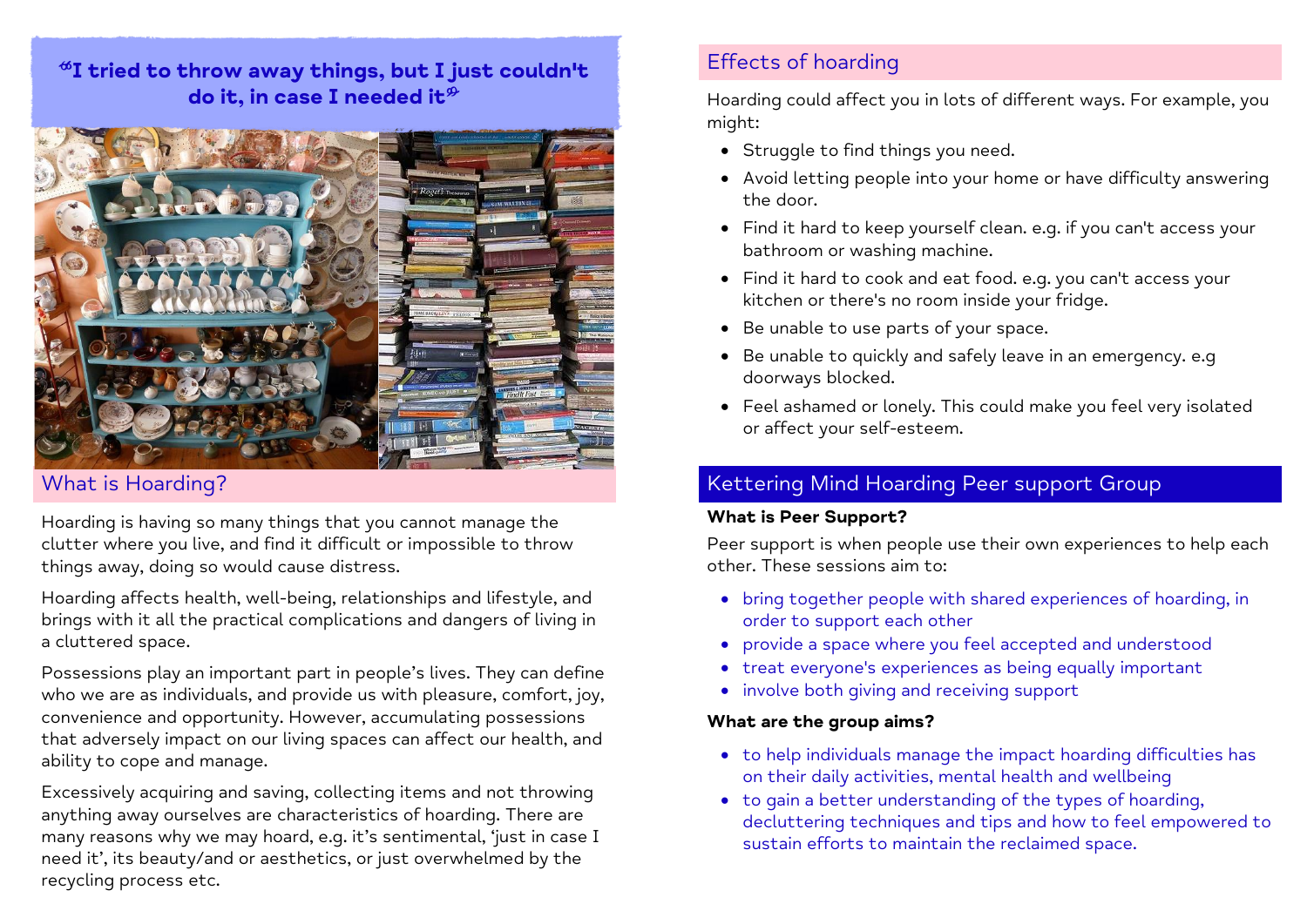**"I tried to throw away things, but I just couldn't do it, in case I needed it"**

## What is Hoarding?

Hoarding is having so many things that you cannot manage the clutter where you live, and find it difficult or impossible to throw things away, doing so would cause distress.

Hoarding affects health, well-being, relationships and lifestyle, and brings with it all the practical complications and dangers of living in a cluttered space.

Possessions play an important part in people's lives. They can define who we are as individuals, and provide us with pleasure, comfort, joy, convenience and opportunity. However, accumulating possessions that adversely impact on our living spaces can affect our health, and ability to cope and manage.

Excessively acquiring and saving, collecting items and not throwing anything away ourselves are characteristics of hoarding. There are many reasons why we may hoard, e.g. it's sentimental, 'just in case I need it', its beauty/and or aesthetics, or just overwhelmed by the recycling process etc.

## Effects of hoarding

Hoarding could affect you in lots of different ways. For example, you might:

- Struggle to find things you need.
- Avoid letting people into your home or have difficulty answering the door.
- Find it hard to keep yourself clean. e.g. if you can't access your bathroom or washing machine.
- Find it hard to cook and eat food. e.g. you can't access your kitchen or there's no room inside your fridge.
- Be unable to use parts of your space.
- Be unable to quickly and safely leave in an emergency. e.g doorways blocked.
- Feel ashamed or lonely. This could make you feel very isolated or affect your self-esteem.

## Kettering Mind Hoarding Peer support Group

**What is Peer Support?**

Peer support is when people use their own experiences to help each other. These sessions aim to:

- bring together people with shared experiences of hoarding, in order to support each other
- provide a space where you feel accepted and understood
- treat everyone's experiences as being equally important
- involve both giving and receiving support

**What are the group aims?**

- to help individuals manage the impact hoarding difficulties has on their daily activities, mental health and wellbeing
- to gain a better understanding of the types of hoarding, decluttering techniques and tips and how to feel empowered to sustain efforts to maintain the reclaimed space.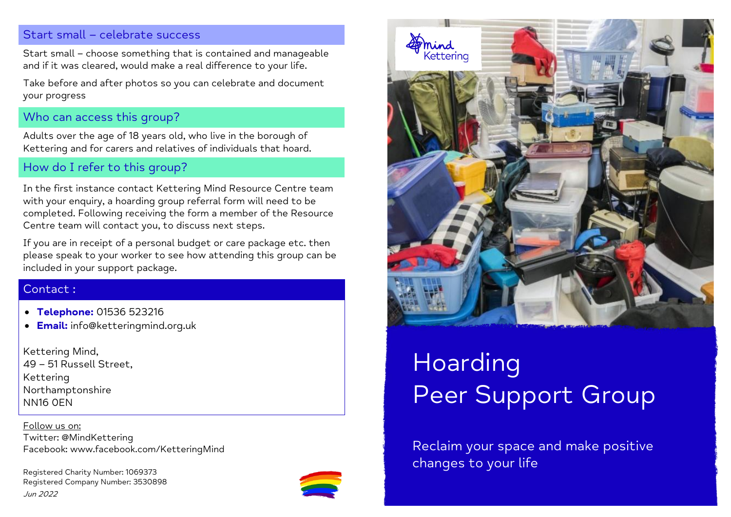## Start small – celebrate success

Start small – choose something that is contained and manageable and if it was cleared, would make a real difference to your life.

Take before and after photos so you can celebrate and document your progress

## Who can access this group?

Adults over the age of 18 years old, who live in the borough of Kettering and for carers and relatives of individuals that hoard.

## How do I refer to this group?

In the first instance contact Kettering Mind Resource Centre team with your enquiry, a hoarding group referral form will need to be completed. Following receiving the form a member of the Resource Centre team will contact you, to discuss next steps.

If you are in receipt of a personal budget or care package etc. then please speak to your worker to see how attending this group can be included in your support package.

## Contact :

- **Telephone:** 01536 523216
- **Email:** info@ketteringmind.org.uk

Kettering Mind,
49 – 51 Russell Street,
Kettering
Northamptonshire
NN16 0EN

Follow us on:
Twitter: @MindKettering
Facebook: www.facebook.com/KetteringMind

Registered Charity Number: 1069373
Registered Company Number: 3530898
*Jun 2022*

Mind Kettering

# Hoarding Peer Support Group

Reclaim your space and make positive changes to your life